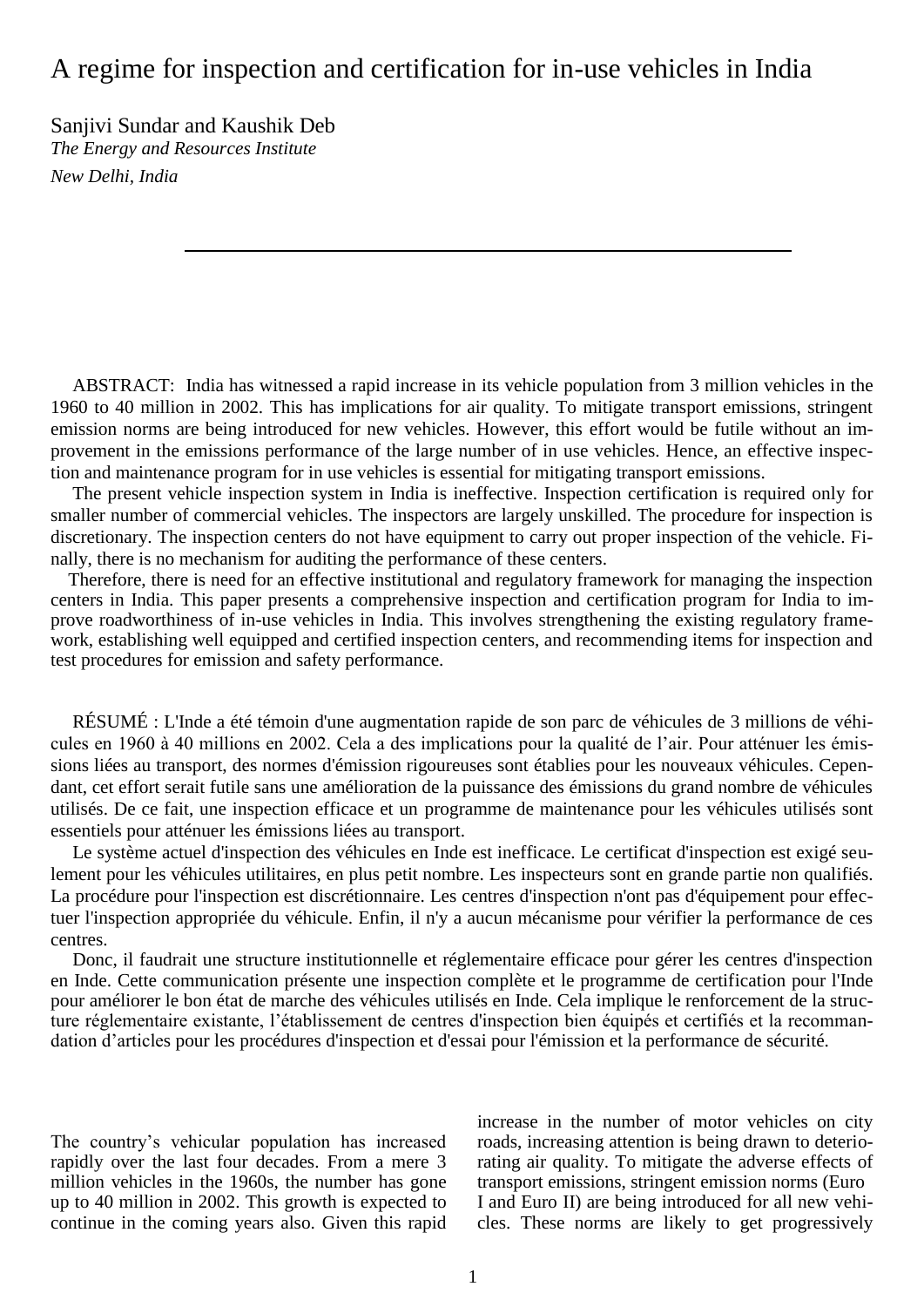# A regime for inspection and certification for in-use vehicles in India

Sanjivi Sundar and Kaushik Deb
*The Energy and Resources Institute*
*New Delhi, India*

---

ABSTRACT: India has witnessed a rapid increase in its vehicle population from 3 million vehicles in the 1960 to 40 million in 2002. This has implications for air quality. To mitigate transport emissions, stringent emission norms are being introduced for new vehicles. However, this effort would be futile without an improvement in the emissions performance of the large number of in use vehicles. Hence, an effective inspection and maintenance program for in use vehicles is essential for mitigating transport emissions.

The present vehicle inspection system in India is ineffective. Inspection certification is required only for smaller number of commercial vehicles. The inspectors are largely unskilled. The procedure for inspection is discretionary. The inspection centers do not have equipment to carry out proper inspection of the vehicle. Finally, there is no mechanism for auditing the performance of these centers.

Therefore, there is need for an effective institutional and regulatory framework for managing the inspection centers in India. This paper presents a comprehensive inspection and certification program for India to improve roadworthiness of in-use vehicles in India. This involves strengthening the existing regulatory framework, establishing well equipped and certified inspection centers, and recommending items for inspection and test procedures for emission and safety performance.

RÉSUMÉ : L'Inde a été témoin d'une augmentation rapide de son parc de véhicules de 3 millions de véhicules en 1960 à 40 millions en 2002. Cela a des implications pour la qualité de l'air. Pour atténuer les émissions liées au transport, des normes d'émission rigoureuses sont établies pour les nouveaux véhicules. Cependant, cet effort serait futile sans une amélioration de la puissance des émissions du grand nombre de véhicules utilisés. De ce fait, une inspection efficace et un programme de maintenance pour les véhicules utilisés sont essentiels pour atténuer les émissions liées au transport.

Le système actuel d'inspection des véhicules en Inde est inefficace. Le certificat d'inspection est exigé seulement pour les véhicules utilitaires, en plus petit nombre. Les inspecteurs sont en grande partie non qualifiés. La procédure pour l'inspection est discrétionnaire. Les centres d'inspection n'ont pas d'équipement pour effectuer l'inspection appropriée du véhicule. Enfin, il n'y a aucun mécanisme pour vérifier la performance de ces centres.

Donc, il faudrait une structure institutionnelle et réglementaire efficace pour gérer les centres d'inspection en Inde. Cette communication présente une inspection complète et le programme de certification pour l'Inde pour améliorer le bon état de marche des véhicules utilisés en Inde. Cela implique le renforcement de la structure réglementaire existante, l'établissement de centres d'inspection bien équipés et certifiés et la recommandation d'articles pour les procédures d'inspection et d'essai pour l'émission et la performance de sécurité.

The country's vehicular population has increased rapidly over the last four decades. From a mere 3 million vehicles in the 1960s, the number has gone up to 40 million in 2002. This growth is expected to continue in the coming years also. Given this rapid increase in the number of motor vehicles on city roads, increasing attention is being drawn to deteriorating air quality. To mitigate the adverse effects of transport emissions, stringent emission norms (Euro I and Euro II) are being introduced for all new vehicles. These norms are likely to get progressively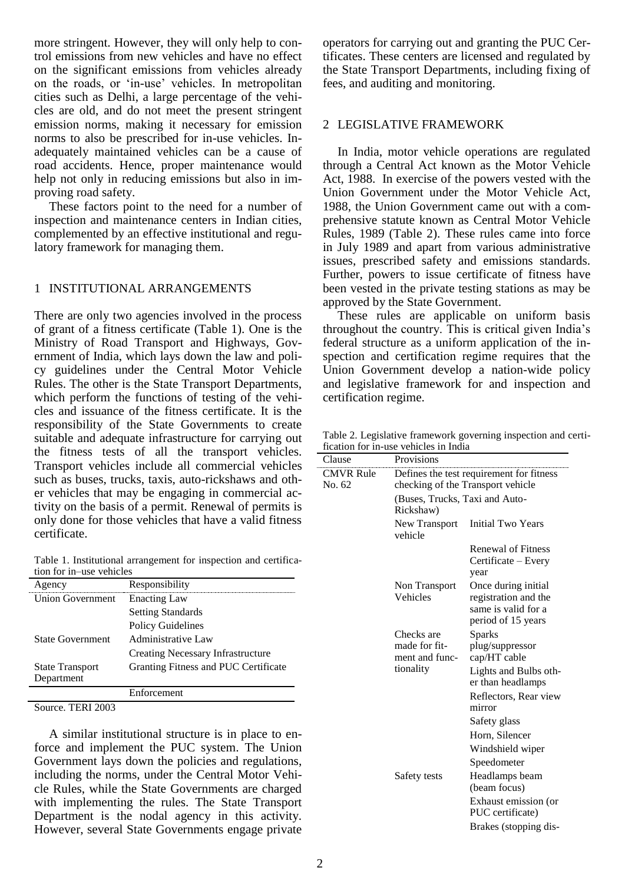more stringent. However, they will only help to control emissions from new vehicles and have no effect on the significant emissions from vehicles already on the roads, or 'in-use' vehicles. In metropolitan cities such as Delhi, a large percentage of the vehicles are old, and do not meet the present stringent emission norms, making it necessary for emission norms to also be prescribed for in-use vehicles. Inadequately maintained vehicles can be a cause of road accidents. Hence, proper maintenance would help not only in reducing emissions but also in improving road safety.

These factors point to the need for a number of inspection and maintenance centers in Indian cities, complemented by an effective institutional and regulatory framework for managing them.

## 1 INSTITUTIONAL ARRANGEMENTS

There are only two agencies involved in the process of grant of a fitness certificate (Table 1). One is the Ministry of Road Transport and Highways, Government of India, which lays down the law and policy guidelines under the Central Motor Vehicle Rules. The other is the State Transport Departments, which perform the functions of testing of the vehicles and issuance of the fitness certificate. It is the responsibility of the State Governments to create suitable and adequate infrastructure for carrying out the fitness tests of all the transport vehicles. Transport vehicles include all commercial vehicles such as buses, trucks, taxis, auto-rickshaws and other vehicles that may be engaging in commercial activity on the basis of a permit. Renewal of permits is only done for those vehicles that have a valid fitness certificate.

Table 1. Institutional arrangement for inspection and certification for in–use vehicles

| Agency | Responsibility |
|---|---|
| Union Government | Enacting Law |
| | Setting Standards |
| | Policy Guidelines |
| State Government | Administrative Law |
| | Creating Necessary Infrastructure |
| State Transport Department | Granting Fitness and PUC Certificate |
| | Enforcement |

Source. TERI 2003

A similar institutional structure is in place to enforce and implement the PUC system. The Union Government lays down the policies and regulations, including the norms, under the Central Motor Vehicle Rules, while the State Governments are charged with implementing the rules. The State Transport Department is the nodal agency in this activity. However, several State Governments engage private operators for carrying out and granting the PUC Certificates. These centers are licensed and regulated by the State Transport Departments, including fixing of fees, and auditing and monitoring.

## 2 LEGISLATIVE FRAMEWORK

In India, motor vehicle operations are regulated through a Central Act known as the Motor Vehicle Act, 1988. In exercise of the powers vested with the Union Government under the Motor Vehicle Act, 1988, the Union Government came out with a comprehensive statute known as Central Motor Vehicle Rules, 1989 (Table 2). These rules came into force in July 1989 and apart from various administrative issues, prescribed safety and emissions standards. Further, powers to issue certificate of fitness have been vested in the private testing stations as may be approved by the State Government.

These rules are applicable on uniform basis throughout the country. This is critical given India's federal structure as a uniform application of the inspection and certification regime requires that the Union Government develop a nation-wide policy and legislative framework for and inspection and certification regime.

Table 2. Legislative framework governing inspection and certification for in-use vehicles in India

| Clause | Provisions | |
|---|---|---|
| CMVR Rule No. 62 | Defines the test requirement for fitness checking of the Transport vehicle | |
| | (Buses, Trucks, Taxi and Auto-Rickshaw) | |
| | New Transport vehicle | Initial Two Years |
| | | Renewal of Fitness Certificate – Every year |
| | Non Transport Vehicles | Once during initial registration and the same is valid for a period of 15 years |
| | Checks are made for fitment and functionality | Sparks plug/suppressor cap/HT cable |
| | | Lights and Bulbs other than headlamps |
| | | Reflectors, Rear view mirror |
| | | Safety glass |
| | | Horn, Silencer |
| | | Windshield wiper |
| | | Speedometer |
| | Safety tests | Headlamps beam (beam focus) |
| | | Exhaust emission (or PUC certificate) |
| | | Brakes (stopping dis- |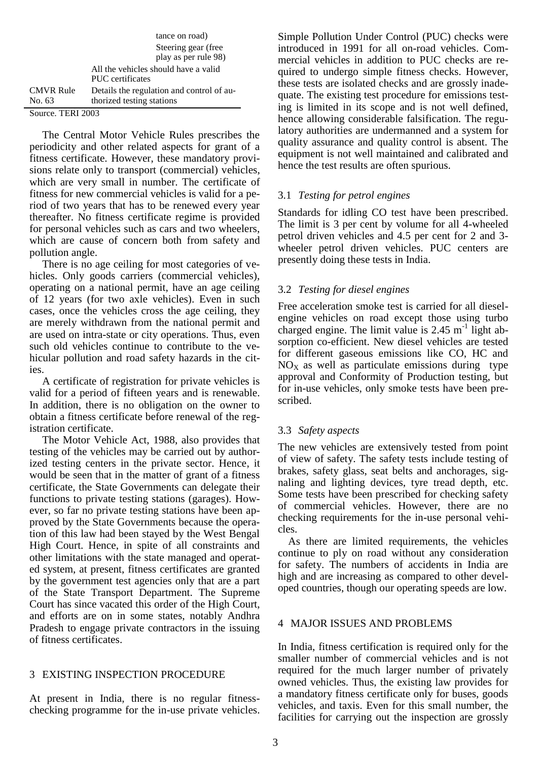| | | |
|---|---|---|
| | | tance on road) |
| | | Steering gear (free play as per rule 98) |
| | All the vehicles should have a valid PUC certificates | |
| CMVR Rule No. 63 | Details the regulation and control of authorized testing stations | |

Source. TERI 2003

The Central Motor Vehicle Rules prescribes the periodicity and other related aspects for grant of a fitness certificate. However, these mandatory provisions relate only to transport (commercial) vehicles, which are very small in number. The certificate of fitness for new commercial vehicles is valid for a period of two years that has to be renewed every year thereafter. No fitness certificate regime is provided for personal vehicles such as cars and two wheelers, which are cause of concern both from safety and pollution angle.

There is no age ceiling for most categories of vehicles. Only goods carriers (commercial vehicles), operating on a national permit, have an age ceiling of 12 years (for two axle vehicles). Even in such cases, once the vehicles cross the age ceiling, they are merely withdrawn from the national permit and are used on intra-state or city operations. Thus, even such old vehicles continue to contribute to the vehicular pollution and road safety hazards in the cities.

A certificate of registration for private vehicles is valid for a period of fifteen years and is renewable. In addition, there is no obligation on the owner to obtain a fitness certificate before renewal of the registration certificate.

The Motor Vehicle Act, 1988, also provides that testing of the vehicles may be carried out by authorized testing centers in the private sector. Hence, it would be seen that in the matter of grant of a fitness certificate, the State Governments can delegate their functions to private testing stations (garages). However, so far no private testing stations have been approved by the State Governments because the operation of this law had been stayed by the West Bengal High Court. Hence, in spite of all constraints and other limitations with the state managed and operated system, at present, fitness certificates are granted by the government test agencies only that are a part of the State Transport Department. The Supreme Court has since vacated this order of the High Court, and efforts are on in some states, notably Andhra Pradesh to engage private contractors in the issuing of fitness certificates.

## 3 EXISTING INSPECTION PROCEDURE

At present in India, there is no regular fitness-checking programme for the in-use private vehicles. Simple Pollution Under Control (PUC) checks were introduced in 1991 for all on-road vehicles. Commercial vehicles in addition to PUC checks are required to undergo simple fitness checks. However, these tests are isolated checks and are grossly inadequate. The existing test procedure for emissions testing is limited in its scope and is not well defined, hence allowing considerable falsification. The regulatory authorities are undermanned and a system for quality assurance and quality control is absent. The equipment is not well maintained and calibrated and hence the test results are often spurious.

### 3.1 *Testing for petrol engines*

Standards for idling CO test have been prescribed. The limit is 3 per cent by volume for all 4-wheeled petrol driven vehicles and 4.5 per cent for 2 and 3-wheeler petrol driven vehicles. PUC centers are presently doing these tests in India.

### 3.2 *Testing for diesel engines*

Free acceleration smoke test is carried for all diesel-engine vehicles on road except those using turbo charged engine. The limit value is 2.45 $m^{-1}$ light absorption co-efficient. New diesel vehicles are tested for different gaseous emissions like CO, HC and $NO_X$ as well as particulate emissions during type approval and Conformity of Production testing, but for in-use vehicles, only smoke tests have been prescribed.

### 3.3 *Safety aspects*

The new vehicles are extensively tested from point of view of safety. The safety tests include testing of brakes, safety glass, seat belts and anchorages, signaling and lighting devices, tyre tread depth, etc. Some tests have been prescribed for checking safety of commercial vehicles. However, there are no checking requirements for the in-use personal vehicles.

As there are limited requirements, the vehicles continue to ply on road without any consideration for safety. The numbers of accidents in India are high and are increasing as compared to other developed countries, though our operating speeds are low.

## 4 MAJOR ISSUES AND PROBLEMS

In India, fitness certification is required only for the smaller number of commercial vehicles and is not required for the much larger number of privately owned vehicles. Thus, the existing law provides for a mandatory fitness certificate only for buses, goods vehicles, and taxis. Even for this small number, the facilities for carrying out the inspection are grossly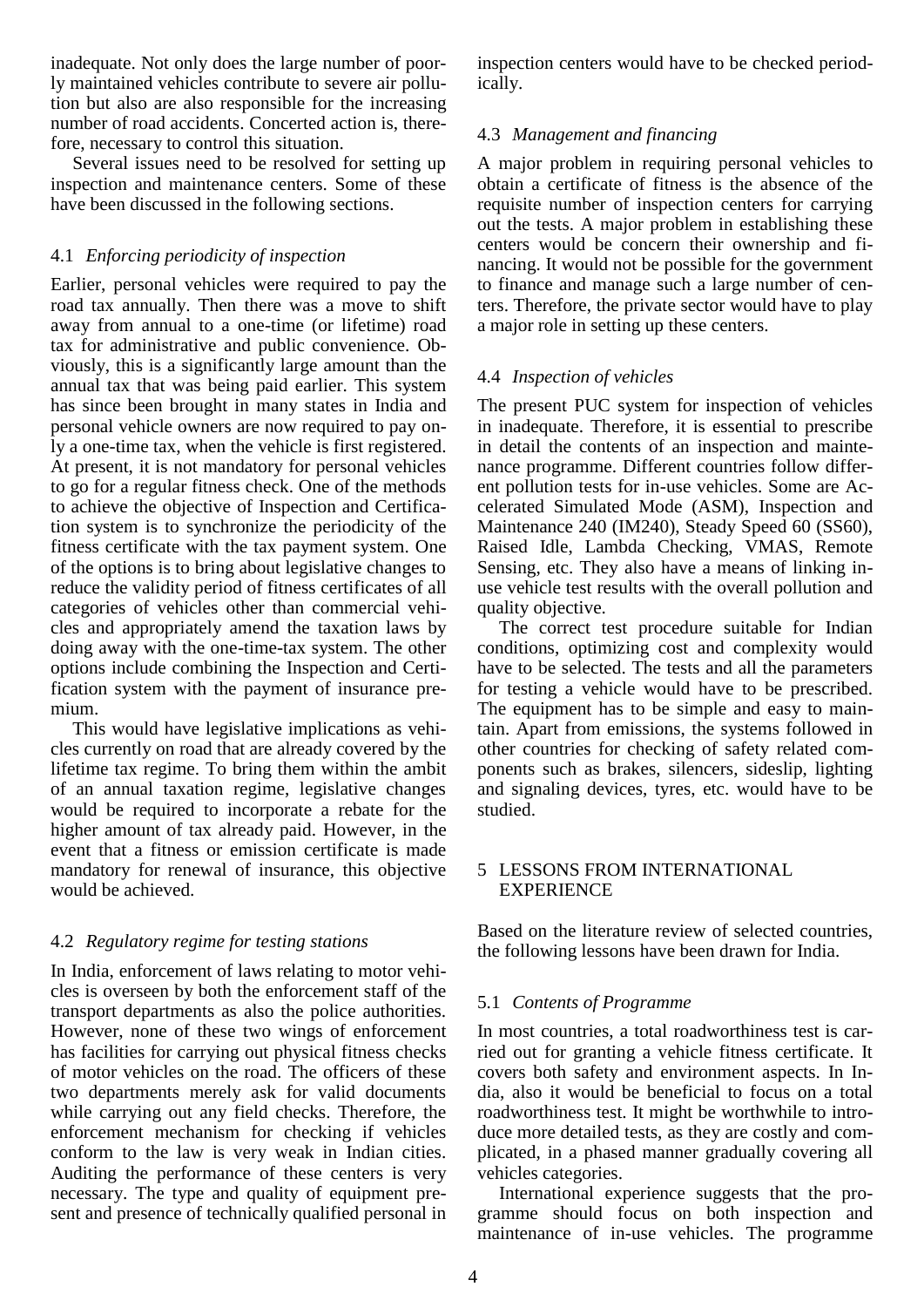inadequate. Not only does the large number of poorly maintained vehicles contribute to severe air pollution but also are also responsible for the increasing number of road accidents. Concerted action is, therefore, necessary to control this situation.

Several issues need to be resolved for setting up inspection and maintenance centers. Some of these have been discussed in the following sections.

### 4.1 *Enforcing periodicity of inspection*

Earlier, personal vehicles were required to pay the road tax annually. Then there was a move to shift away from annual to a one-time (or lifetime) road tax for administrative and public convenience. Obviously, this is a significantly large amount than the annual tax that was being paid earlier. This system has since been brought in many states in India and personal vehicle owners are now required to pay only a one-time tax, when the vehicle is first registered. At present, it is not mandatory for personal vehicles to go for a regular fitness check. One of the methods to achieve the objective of Inspection and Certification system is to synchronize the periodicity of the fitness certificate with the tax payment system. One of the options is to bring about legislative changes to reduce the validity period of fitness certificates of all categories of vehicles other than commercial vehicles and appropriately amend the taxation laws by doing away with the one-time-tax system. The other options include combining the Inspection and Certification system with the payment of insurance premium.

This would have legislative implications as vehicles currently on road that are already covered by the lifetime tax regime. To bring them within the ambit of an annual taxation regime, legislative changes would be required to incorporate a rebate for the higher amount of tax already paid. However, in the event that a fitness or emission certificate is made mandatory for renewal of insurance, this objective would be achieved.

### 4.2 *Regulatory regime for testing stations*

In India, enforcement of laws relating to motor vehicles is overseen by both the enforcement staff of the transport departments as also the police authorities. However, none of these two wings of enforcement has facilities for carrying out physical fitness checks of motor vehicles on the road. The officers of these two departments merely ask for valid documents while carrying out any field checks. Therefore, the enforcement mechanism for checking if vehicles conform to the law is very weak in Indian cities. Auditing the performance of these centers is very necessary. The type and quality of equipment present and presence of technically qualified personal in inspection centers would have to be checked periodically.

### 4.3 *Management and financing*

A major problem in requiring personal vehicles to obtain a certificate of fitness is the absence of the requisite number of inspection centers for carrying out the tests. A major problem in establishing these centers would be concern their ownership and financing. It would not be possible for the government to finance and manage such a large number of centers. Therefore, the private sector would have to play a major role in setting up these centers.

### 4.4 *Inspection of vehicles*

The present PUC system for inspection of vehicles in inadequate. Therefore, it is essential to prescribe in detail the contents of an inspection and maintenance programme. Different countries follow different pollution tests for in-use vehicles. Some are Accelerated Simulated Mode (ASM), Inspection and Maintenance 240 (IM240), Steady Speed 60 (SS60), Raised Idle, Lambda Checking, VMAS, Remote Sensing, etc. They also have a means of linking in-use vehicle test results with the overall pollution and quality objective.

The correct test procedure suitable for Indian conditions, optimizing cost and complexity would have to be selected. The tests and all the parameters for testing a vehicle would have to be prescribed. The equipment has to be simple and easy to maintain. Apart from emissions, the systems followed in other countries for checking of safety related components such as brakes, silencers, sideslip, lighting and signaling devices, tyres, etc. would have to be studied.

## 5 LESSONS FROM INTERNATIONAL EXPERIENCE

Based on the literature review of selected countries, the following lessons have been drawn for India.

### 5.1 *Contents of Programme*

In most countries, a total roadworthiness test is carried out for granting a vehicle fitness certificate. It covers both safety and environment aspects. In India, also it would be beneficial to focus on a total roadworthiness test. It might be worthwhile to introduce more detailed tests, as they are costly and complicated, in a phased manner gradually covering all vehicles categories.

International experience suggests that the programme should focus on both inspection and maintenance of in-use vehicles. The programme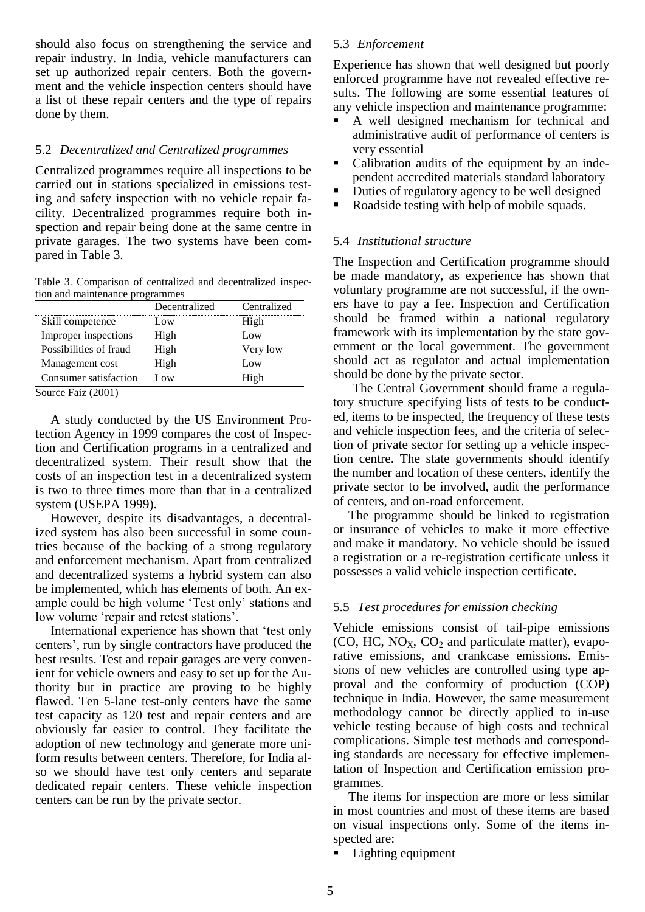should also focus on strengthening the service and repair industry. In India, vehicle manufacturers can set up authorized repair centers. Both the government and the vehicle inspection centers should have a list of these repair centers and the type of repairs done by them.

### 5.2 *Decentralized and Centralized programmes*

Centralized programmes require all inspections to be carried out in stations specialized in emissions testing and safety inspection with no vehicle repair facility. Decentralized programmes require both inspection and repair being done at the same centre in private garages. The two systems have been compared in Table 3.

Table 3. Comparison of centralized and decentralized inspection and maintenance programmes

| | Decentralized | Centralized |
|---|---|---|
| Skill competence | Low | High |
| Improper inspections | High | Low |
| Possibilities of fraud | High | Very low |
| Management cost | High | Low |
| Consumer satisfaction | Low | High |

Source Faiz (2001)

A study conducted by the US Environment Protection Agency in 1999 compares the cost of Inspection and Certification programs in a centralized and decentralized system. Their result show that the costs of an inspection test in a decentralized system is two to three times more than that in a centralized system (USEPA 1999).

However, despite its disadvantages, a decentralized system has also been successful in some countries because of the backing of a strong regulatory and enforcement mechanism. Apart from centralized and decentralized systems a hybrid system can also be implemented, which has elements of both. An example could be high volume 'Test only' stations and low volume 'repair and retest stations'.

International experience has shown that 'test only centers', run by single contractors have produced the best results. Test and repair garages are very convenient for vehicle owners and easy to set up for the Authority but in practice are proving to be highly flawed. Ten 5-lane test-only centers have the same test capacity as 120 test and repair centers and are obviously far easier to control. They facilitate the adoption of new technology and generate more uniform results between centers. Therefore, for India also we should have test only centers and separate dedicated repair centers. These vehicle inspection centers can be run by the private sector.

### 5.3 *Enforcement*

Experience has shown that well designed but poorly enforced programme have not revealed effective results. The following are some essential features of any vehicle inspection and maintenance programme:

- A well designed mechanism for technical and administrative audit of performance of centers is very essential
- Calibration audits of the equipment by an independent accredited materials standard laboratory
- Duties of regulatory agency to be well designed
- Roadside testing with help of mobile squads.

### 5.4 *Institutional structure*

The Inspection and Certification programme should be made mandatory, as experience has shown that voluntary programme are not successful, if the owners have to pay a fee. Inspection and Certification should be framed within a national regulatory framework with its implementation by the state government or the local government. The government should act as regulator and actual implementation should be done by the private sector.

The Central Government should frame a regulatory structure specifying lists of tests to be conducted, items to be inspected, the frequency of these tests and vehicle inspection fees, and the criteria of selection of private sector for setting up a vehicle inspection centre. The state governments should identify the number and location of these centers, identify the private sector to be involved, audit the performance of centers, and on-road enforcement.

The programme should be linked to registration or insurance of vehicles to make it more effective and make it mandatory. No vehicle should be issued a registration or a re-registration certificate unless it possesses a valid vehicle inspection certificate.

### 5.5 *Test procedures for emission checking*

Vehicle emissions consist of tail-pipe emissions (CO, HC, $NO_X$, $CO_2$ and particulate matter), evaporative emissions, and crankcase emissions. Emissions of new vehicles are controlled using type approval and the conformity of production (COP) technique in India. However, the same measurement methodology cannot be directly applied to in-use vehicle testing because of high costs and technical complications. Simple test methods and corresponding standards are necessary for effective implementation of Inspection and Certification emission programmes.

The items for inspection are more or less similar in most countries and most of these items are based on visual inspections only. Some of the items inspected are:

- Lighting equipment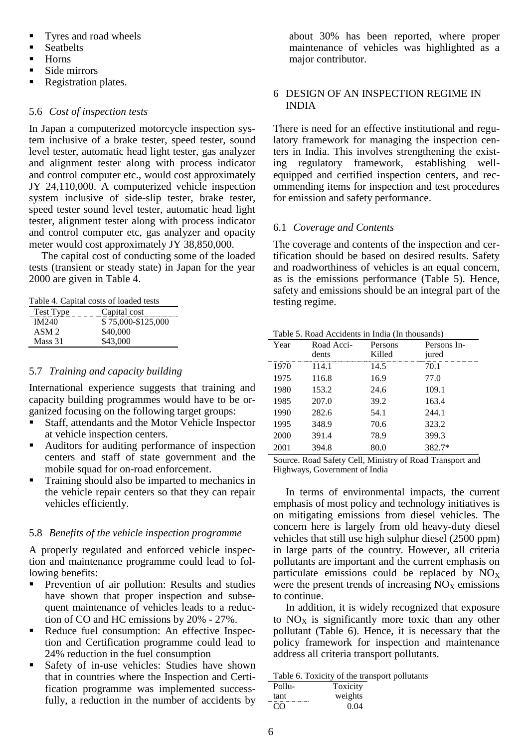- Tyres and road wheels
- Seatbelts
- Horns
- Side mirrors
- Registration plates.

### 5.6 *Cost of inspection tests*

In Japan a computerized motorcycle inspection system inclusive of a brake tester, speed tester, sound level tester, automatic head light tester, gas analyzer and alignment tester along with process indicator and control computer etc., would cost approximately JY 24,110,000. A computerized vehicle inspection system inclusive of side-slip tester, brake tester, speed tester sound level tester, automatic head light tester, alignment tester along with process indicator and control computer etc, gas analyzer and opacity meter would cost approximately JY 38,850,000.

The capital cost of conducting some of the loaded tests (transient or steady state) in Japan for the year 2000 are given in Table 4.

Table 4. Capital costs of loaded tests

| Test Type | Capital cost |
|---|---|
| IM240 | $ 75,000-$125,000 |
| ASM 2 | $40,000 |
| Mass 31 | $43,000 |

### 5.7 *Training and capacity building*

International experience suggests that training and capacity building programmes would have to be organized focusing on the following target groups:

- Staff, attendants and the Motor Vehicle Inspector at vehicle inspection centers.
- Auditors for auditing performance of inspection centers and staff of state government and the mobile squad for on-road enforcement.
- Training should also be imparted to mechanics in the vehicle repair centers so that they can repair vehicles efficiently.

### 5.8 *Benefits of the vehicle inspection programme*

A properly regulated and enforced vehicle inspection and maintenance programme could lead to following benefits:

- Prevention of air pollution: Results and studies have shown that proper inspection and subsequent maintenance of vehicles leads to a reduction of CO and HC emissions by 20% - 27%.
- Reduce fuel consumption: An effective Inspection and Certification programme could lead to 24% reduction in the fuel consumption
- Safety of in-use vehicles: Studies have shown that in countries where the Inspection and Certification programme was implemented successfully, a reduction in the number of accidents by about 30% has been reported, where proper maintenance of vehicles was highlighted as a major contributor.

## 6 DESIGN OF AN INSPECTION REGIME IN INDIA

There is need for an effective institutional and regulatory framework for managing the inspection centers in India. This involves strengthening the existing regulatory framework, establishing well-equipped and certified inspection centers, and recommending items for inspection and test procedures for emission and safety performance.

### 6.1 *Coverage and Contents*

The coverage and contents of the inspection and certification should be based on desired results. Safety and roadworthiness of vehicles is an equal concern, as is the emissions performance (Table 5). Hence, safety and emissions should be an integral part of the testing regime.

Table 5. Road Accidents in India (In thousands)

| Year | Road Accidents | Persons Killed | Persons Injured |
|---|---|---|---|
| 1970 | 114.1 | 14.5 | 70.1 |
| 1975 | 116.8 | 16.9 | 77.0 |
| 1980 | 153.2 | 24.6 | 109.1 |
| 1985 | 207.0 | 39.2 | 163.4 |
| 1990 | 282.6 | 54.1 | 244.1 |
| 1995 | 348.9 | 70.6 | 323.2 |
| 2000 | 391.4 | 78.9 | 399.3 |
| 2001 | 394.8 | 80.0 | 382.7* |

Source. Road Safety Cell, Ministry of Road Transport and Highways, Government of India

In terms of environmental impacts, the current emphasis of most policy and technology initiatives is on mitigating emissions from diesel vehicles. The concern here is largely from old heavy-duty diesel vehicles that still use high sulphur diesel (2500 ppm) in large parts of the country. However, all criteria pollutants are important and the current emphasis on particulate emissions could be replaced by $NO_X$ were the present trends of increasing $NO_X$ emissions to continue.

In addition, it is widely recognized that exposure to $NO_X$ is significantly more toxic than any other pollutant (Table 6). Hence, it is necessary that the policy framework for inspection and maintenance address all criteria transport pollutants.

Table 6. Toxicity of the transport pollutants

| Pollutant | Toxicity weights |
|---|---|
| CO | 0.04 |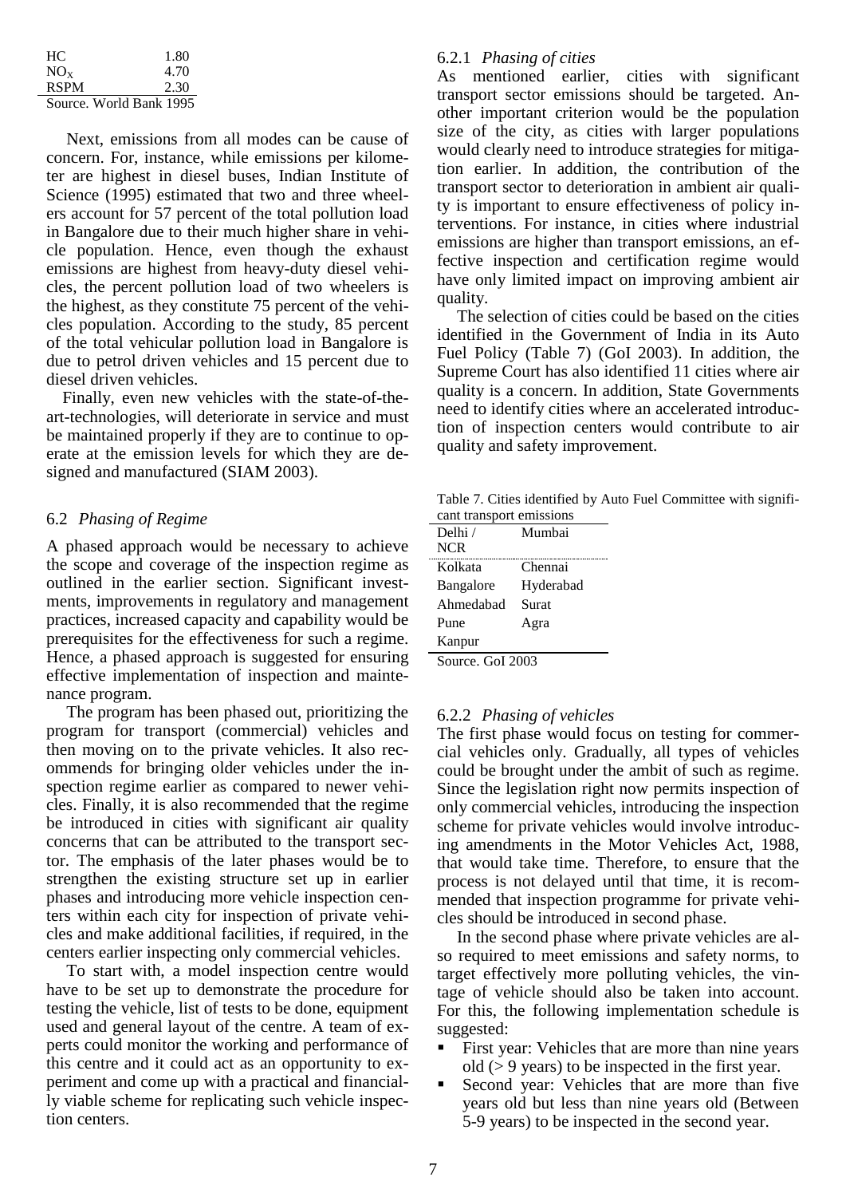| | |
|---|---|
| HC | 1.80 |
| $NO_X$ | 4.70 |
| RSPM | 2.30 |

Source. World Bank 1995

Next, emissions from all modes can be cause of concern. For, instance, while emissions per kilometer are highest in diesel buses, Indian Institute of Science (1995) estimated that two and three wheelers account for 57 percent of the total pollution load in Bangalore due to their much higher share in vehicle population. Hence, even though the exhaust emissions are highest from heavy-duty diesel vehicles, the percent pollution load of two wheelers is the highest, as they constitute 75 percent of the vehicles population. According to the study, 85 percent of the total vehicular pollution load in Bangalore is due to petrol driven vehicles and 15 percent due to diesel driven vehicles.

Finally, even new vehicles with the state-of-the-art-technologies, will deteriorate in service and must be maintained properly if they are to continue to operate at the emission levels for which they are designed and manufactured (SIAM 2003).

### 6.2 *Phasing of Regime*

A phased approach would be necessary to achieve the scope and coverage of the inspection regime as outlined in the earlier section. Significant investments, improvements in regulatory and management practices, increased capacity and capability would be prerequisites for the effectiveness for such a regime. Hence, a phased approach is suggested for ensuring effective implementation of inspection and maintenance program.

The program has been phased out, prioritizing the program for transport (commercial) vehicles and then moving on to the private vehicles. It also recommends for bringing older vehicles under the inspection regime earlier as compared to newer vehicles. Finally, it is also recommended that the regime be introduced in cities with significant air quality concerns that can be attributed to the transport sector. The emphasis of the later phases would be to strengthen the existing structure set up in earlier phases and introducing more vehicle inspection centers within each city for inspection of private vehicles and make additional facilities, if required, in the centers earlier inspecting only commercial vehicles.

To start with, a model inspection centre would have to be set up to demonstrate the procedure for testing the vehicle, list of tests to be done, equipment used and general layout of the centre. A team of experts could monitor the working and performance of this centre and it could act as an opportunity to experiment and come up with a practical and financially viable scheme for replicating such vehicle inspection centers.

#### 6.2.1 *Phasing of cities*

As mentioned earlier, cities with significant transport sector emissions should be targeted. Another important criterion would be the population size of the city, as cities with larger populations would clearly need to introduce strategies for mitigation earlier. In addition, the contribution of the transport sector to deterioration in ambient air quality is important to ensure effectiveness of policy interventions. For instance, in cities where industrial emissions are higher than transport emissions, an effective inspection and certification regime would have only limited impact on improving ambient air quality.

The selection of cities could be based on the cities identified in the Government of India in its Auto Fuel Policy (Table 7) (GoI 2003). In addition, the Supreme Court has also identified 11 cities where air quality is a concern. In addition, State Governments need to identify cities where an accelerated introduction of inspection centers would contribute to air quality and safety improvement.

Table 7. Cities identified by Auto Fuel Committee with significant transport emissions

| Delhi / NCR | Mumbai |
|---|---|
| Kolkata | Chennai |
| Bangalore | Hyderabad |
| Ahmedabad | Surat |
| Pune | Agra |
| Kanpur | |

Source. GoI 2003

#### 6.2.2 *Phasing of vehicles*

The first phase would focus on testing for commercial vehicles only. Gradually, all types of vehicles could be brought under the ambit of such as regime. Since the legislation right now permits inspection of only commercial vehicles, introducing the inspection scheme for private vehicles would involve introducing amendments in the Motor Vehicles Act, 1988, that would take time. Therefore, to ensure that the process is not delayed until that time, it is recommended that inspection programme for private vehicles should be introduced in second phase.

In the second phase where private vehicles are also required to meet emissions and safety norms, to target effectively more polluting vehicles, the vintage of vehicle should also be taken into account. For this, the following implementation schedule is suggested:

- First year: Vehicles that are more than nine years old (> 9 years) to be inspected in the first year.
- Second year: Vehicles that are more than five years old but less than nine years old (Between 5-9 years) to be inspected in the second year.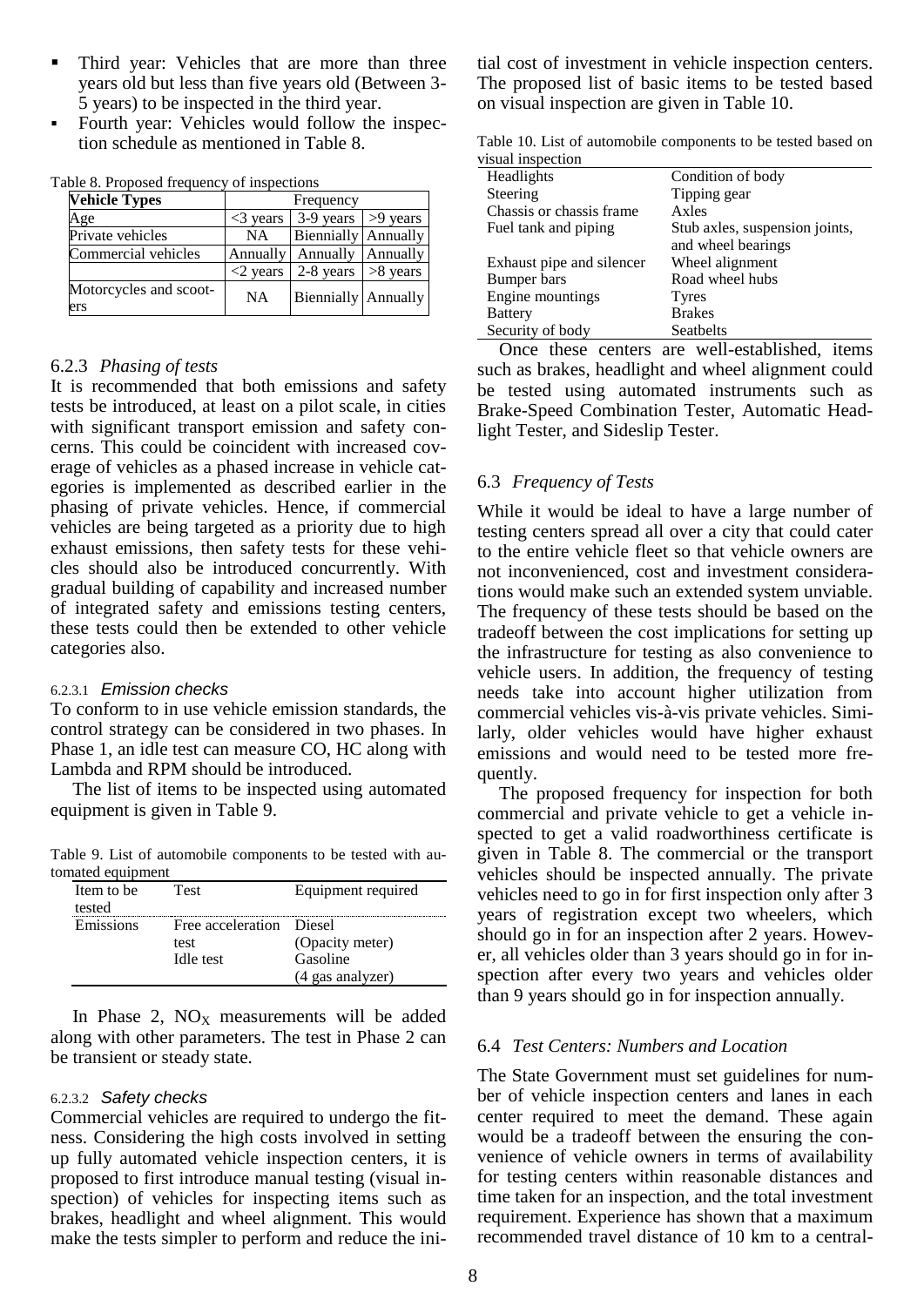- Third year: Vehicles that are more than three years old but less than five years old (Between 3-5 years) to be inspected in the third year.
- Fourth year: Vehicles would follow the inspection schedule as mentioned in Table 8.

Table 8. Proposed frequency of inspections

| Vehicle Types | Frequency | | |
|---|---|---|---|
| Age | <3 years | 3-9 years | >9 years |
| Private vehicles | NA | Biennially | Annually |
| Commercial vehicles | Annually | Annually | Annually |
| | <2 years | 2-8 years | >8 years |
| Motorcycles and scooters | NA | Biennially | Annually |

### 6.2.3 *Phasing of tests*

It is recommended that both emissions and safety tests be introduced, at least on a pilot scale, in cities with significant transport emission and safety concerns. This could be coincident with increased coverage of vehicles as a phased increase in vehicle categories is implemented as described earlier in the phasing of private vehicles. Hence, if commercial vehicles are being targeted as a priority due to high exhaust emissions, then safety tests for these vehicles should also be introduced concurrently. With gradual building of capability and increased number of integrated safety and emissions testing centers, these tests could then be extended to other vehicle categories also.

#### 6.2.3.1 *Emission checks*

To conform to in use vehicle emission standards, the control strategy can be considered in two phases. In Phase 1, an idle test can measure CO, HC along with Lambda and RPM should be introduced.

The list of items to be inspected using automated equipment is given in Table 9.

Table 9. List of automobile components to be tested with automated equipment

| Item to be tested | Test | Equipment required |
|---|---|---|
| Emissions | Free acceleration test | Diesel (Opacity meter) |
| | Idle test | Gasoline (4 gas analyzer) |

In Phase 2, $NO_X$ measurements will be added along with other parameters. The test in Phase 2 can be transient or steady state.

#### 6.2.3.2 *Safety checks*

Commercial vehicles are required to undergo the fitness. Considering the high costs involved in setting up fully automated vehicle inspection centers, it is proposed to first introduce manual testing (visual inspection) of vehicles for inspecting items such as brakes, headlight and wheel alignment. This would make the tests simpler to perform and reduce the initial cost of investment in vehicle inspection centers. The proposed list of basic items to be tested based on visual inspection are given in Table 10.

Table 10. List of automobile components to be tested based on visual inspection

| | |
|---|---|
| Headlights | Condition of body |
| Steering | Tipping gear |
| Chassis or chassis frame | Axles |
| Fuel tank and piping | Stub axles, suspension joints, and wheel bearings |
| Exhaust pipe and silencer | Wheel alignment |
| Bumper bars | Road wheel hubs |
| Engine mountings | Tyres |
| Battery | Brakes |
| Security of body | Seatbelts |

Once these centers are well-established, items such as brakes, headlight and wheel alignment could be tested using automated instruments such as Brake-Speed Combination Tester, Automatic Headlight Tester, and Sideslip Tester.

### 6.3 *Frequency of Tests*

While it would be ideal to have a large number of testing centers spread all over a city that could cater to the entire vehicle fleet so that vehicle owners are not inconvenienced, cost and investment considerations would make such an extended system unviable. The frequency of these tests should be based on the tradeoff between the cost implications for setting up the infrastructure for testing as also convenience to vehicle users. In addition, the frequency of testing needs take into account higher utilization from commercial vehicles vis-à-vis private vehicles. Similarly, older vehicles would have higher exhaust emissions and would need to be tested more frequently.

The proposed frequency for inspection for both commercial and private vehicle to get a vehicle inspected to get a valid roadworthiness certificate is given in Table 8. The commercial or the transport vehicles should be inspected annually. The private vehicles need to go in for first inspection only after 3 years of registration except two wheelers, which should go in for an inspection after 2 years. However, all vehicles older than 3 years should go in for inspection after every two years and vehicles older than 9 years should go in for inspection annually.

### 6.4 *Test Centers: Numbers and Location*

The State Government must set guidelines for number of vehicle inspection centers and lanes in each center required to meet the demand. These again would be a tradeoff between the ensuring the convenience of vehicle owners in terms of availability for testing centers within reasonable distances and time taken for an inspection, and the total investment requirement. Experience has shown that a maximum recommended travel distance of 10 km to a central-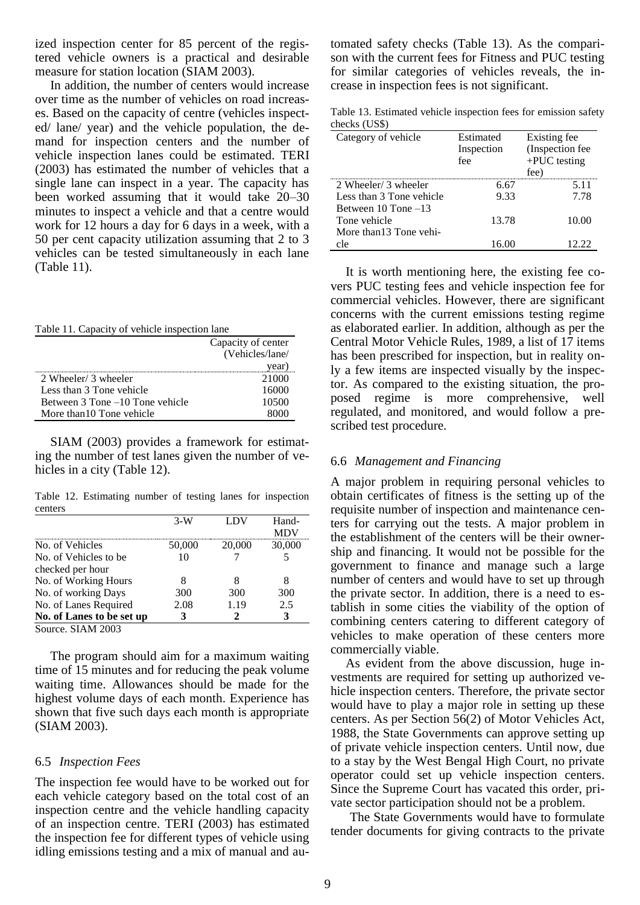ized inspection center for 85 percent of the registered vehicle owners is a practical and desirable measure for station location (SIAM 2003).

In addition, the number of centers would increase over time as the number of vehicles on road increases. Based on the capacity of centre (vehicles inspected/ lane/ year) and the vehicle population, the demand for inspection centers and the number of vehicle inspection lanes could be estimated. TERI (2003) has estimated the number of vehicles that a single lane can inspect in a year. The capacity has been worked assuming that it would take 20–30 minutes to inspect a vehicle and that a centre would work for 12 hours a day for 6 days in a week, with a 50 per cent capacity utilization assuming that 2 to 3 vehicles can be tested simultaneously in each lane (Table 11).

Table 11. Capacity of vehicle inspection lane

| | Capacity of center (Vehicles/lane/ year) |
|---|---|
| 2 Wheeler/ 3 wheeler | 21000 |
| Less than 3 Tone vehicle | 16000 |
| Between 3 Tone –10 Tone vehicle | 10500 |
| More than10 Tone vehicle | 8000 |

SIAM (2003) provides a framework for estimating the number of test lanes given the number of vehicles in a city (Table 12).

Table 12. Estimating number of testing lanes for inspection centers

| | 3-W | LDV | Hand-MDV |
|---|---|---|---|
| No. of Vehicles | 50,000 | 20,000 | 30,000 |
| No. of Vehicles to be checked per hour | 10 | 7 | 5 |
| No. of Working Hours | 8 | 8 | 8 |
| No. of working Days | 300 | 300 | 300 |
| No. of Lanes Required | 2.08 | 1.19 | 2.5 |
| **No. of Lanes to be set up** | **3** | **2** | **3** |

Source. SIAM 2003

The program should aim for a maximum waiting time of 15 minutes and for reducing the peak volume waiting time. Allowances should be made for the highest volume days of each month. Experience has shown that five such days each month is appropriate (SIAM 2003).

### 6.5 *Inspection Fees*

The inspection fee would have to be worked out for each vehicle category based on the total cost of an inspection centre and the vehicle handling capacity of an inspection centre. TERI (2003) has estimated the inspection fee for different types of vehicle using idling emissions testing and a mix of manual and automated safety checks (Table 13). As the comparison with the current fees for Fitness and PUC testing for similar categories of vehicles reveals, the increase in inspection fees is not significant.

Table 13. Estimated vehicle inspection fees for emission safety checks (US$)

| Category of vehicle | Estimated Inspection fee | Existing fee (Inspection fee +PUC testing fee) |
|---|---|---|
| 2 Wheeler/ 3 wheeler | 6.67 | 5.11 |
| Less than 3 Tone vehicle | 9.33 | 7.78 |
| Between 10 Tone –13 Tone vehicle | 13.78 | 10.00 |
| More than13 Tone vehicle | 16.00 | 12.22 |

It is worth mentioning here, the existing fee covers PUC testing fees and vehicle inspection fee for commercial vehicles. However, there are significant concerns with the current emissions testing regime as elaborated earlier. In addition, although as per the Central Motor Vehicle Rules, 1989, a list of 17 items has been prescribed for inspection, but in reality only a few items are inspected visually by the inspector. As compared to the existing situation, the proposed regime is more comprehensive, well regulated, and monitored, and would follow a prescribed test procedure.

### 6.6 *Management and Financing*

A major problem in requiring personal vehicles to obtain certificates of fitness is the setting up of the requisite number of inspection and maintenance centers for carrying out the tests. A major problem in the establishment of the centers will be their ownership and financing. It would not be possible for the government to finance and manage such a large number of centers and would have to set up through the private sector. In addition, there is a need to establish in some cities the viability of the option of combining centers catering to different category of vehicles to make operation of these centers more commercially viable.

As evident from the above discussion, huge investments are required for setting up authorized vehicle inspection centers. Therefore, the private sector would have to play a major role in setting up these centers. As per Section 56(2) of Motor Vehicles Act, 1988, the State Governments can approve setting up of private vehicle inspection centers. Until now, due to a stay by the West Bengal High Court, no private operator could set up vehicle inspection centers. Since the Supreme Court has vacated this order, private sector participation should not be a problem.

The State Governments would have to formulate tender documents for giving contracts to the private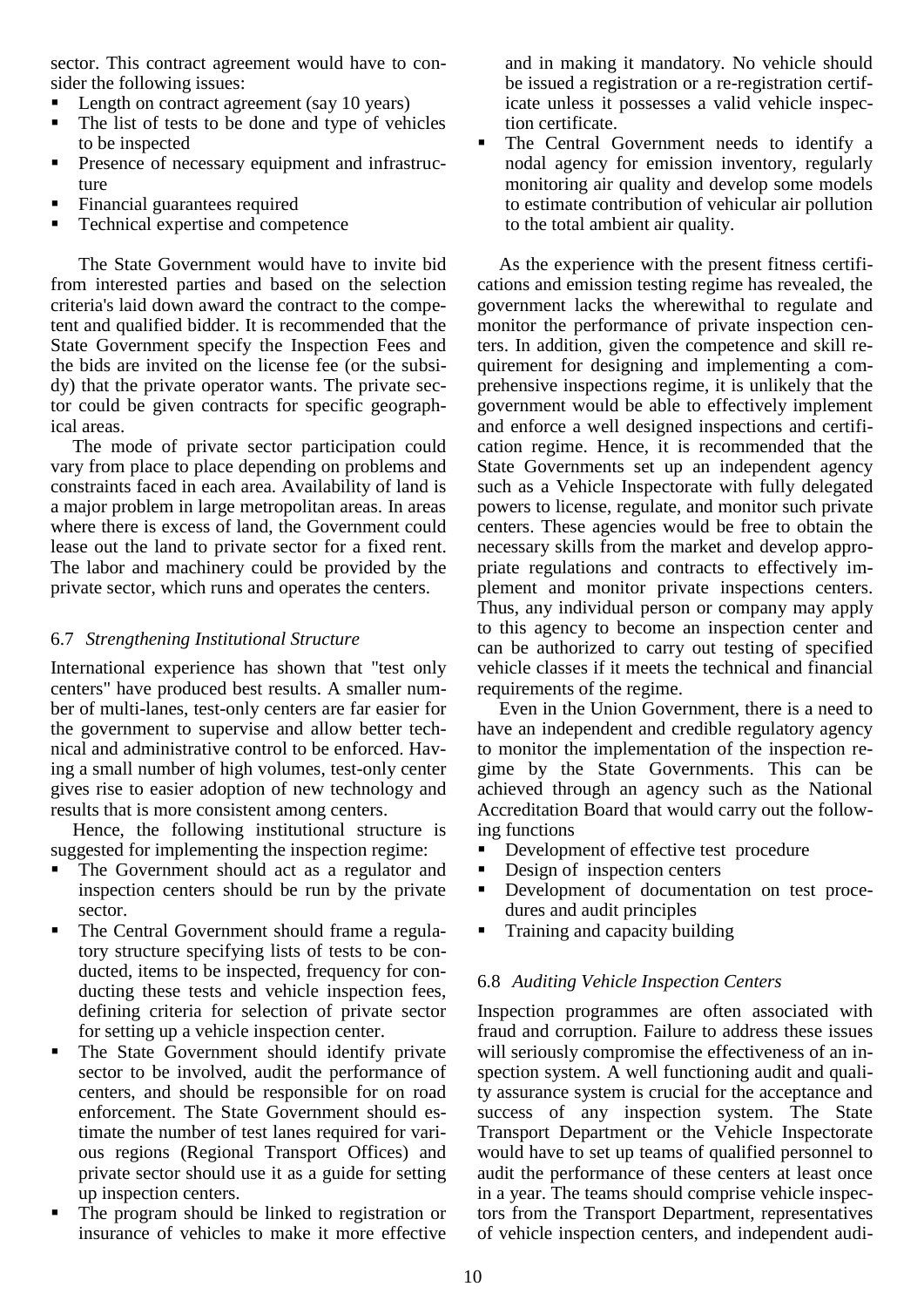sector. This contract agreement would have to consider the following issues:

- Length on contract agreement (say 10 years)
- The list of tests to be done and type of vehicles to be inspected
- Presence of necessary equipment and infrastructure
- Financial guarantees required
- Technical expertise and competence

The State Government would have to invite bid from interested parties and based on the selection criteria's laid down award the contract to the competent and qualified bidder. It is recommended that the State Government specify the Inspection Fees and the bids are invited on the license fee (or the subsidy) that the private operator wants. The private sector could be given contracts for specific geographical areas.

The mode of private sector participation could vary from place to place depending on problems and constraints faced in each area. Availability of land is a major problem in large metropolitan areas. In areas where there is excess of land, the Government could lease out the land to private sector for a fixed rent. The labor and machinery could be provided by the private sector, which runs and operates the centers.

### 6.7 *Strengthening Institutional Structure*

International experience has shown that "test only centers" have produced best results. A smaller number of multi-lanes, test-only centers are far easier for the government to supervise and allow better technical and administrative control to be enforced. Having a small number of high volumes, test-only center gives rise to easier adoption of new technology and results that is more consistent among centers.

Hence, the following institutional structure is suggested for implementing the inspection regime:

- The Government should act as a regulator and inspection centers should be run by the private sector.
- The Central Government should frame a regulatory structure specifying lists of tests to be conducted, items to be inspected, frequency for conducting these tests and vehicle inspection fees, defining criteria for selection of private sector for setting up a vehicle inspection center.
- The State Government should identify private sector to be involved, audit the performance of centers, and should be responsible for on road enforcement. The State Government should estimate the number of test lanes required for various regions (Regional Transport Offices) and private sector should use it as a guide for setting up inspection centers.
- The program should be linked to registration or insurance of vehicles to make it more effective and in making it mandatory. No vehicle should be issued a registration or a re-registration certificate unless it possesses a valid vehicle inspection certificate.
- The Central Government needs to identify a nodal agency for emission inventory, regularly monitoring air quality and develop some models to estimate contribution of vehicular air pollution to the total ambient air quality.

As the experience with the present fitness certifications and emission testing regime has revealed, the government lacks the wherewithal to regulate and monitor the performance of private inspection centers. In addition, given the competence and skill requirement for designing and implementing a comprehensive inspections regime, it is unlikely that the government would be able to effectively implement and enforce a well designed inspections and certification regime. Hence, it is recommended that the State Governments set up an independent agency such as a Vehicle Inspectorate with fully delegated powers to license, regulate, and monitor such private centers. These agencies would be free to obtain the necessary skills from the market and develop appropriate regulations and contracts to effectively implement and monitor private inspections centers. Thus, any individual person or company may apply to this agency to become an inspection center and can be authorized to carry out testing of specified vehicle classes if it meets the technical and financial requirements of the regime.

Even in the Union Government, there is a need to have an independent and credible regulatory agency to monitor the implementation of the inspection regime by the State Governments. This can be achieved through an agency such as the National Accreditation Board that would carry out the following functions

- Development of effective test procedure
- Design of inspection centers
- Development of documentation on test procedures and audit principles
- Training and capacity building

### 6.8 *Auditing Vehicle Inspection Centers*

Inspection programmes are often associated with fraud and corruption. Failure to address these issues will seriously compromise the effectiveness of an inspection system. A well functioning audit and quality assurance system is crucial for the acceptance and success of any inspection system. The State Transport Department or the Vehicle Inspectorate would have to set up teams of qualified personnel to audit the performance of these centers at least once in a year. The teams should comprise vehicle inspectors from the Transport Department, representatives of vehicle inspection centers, and independent audi-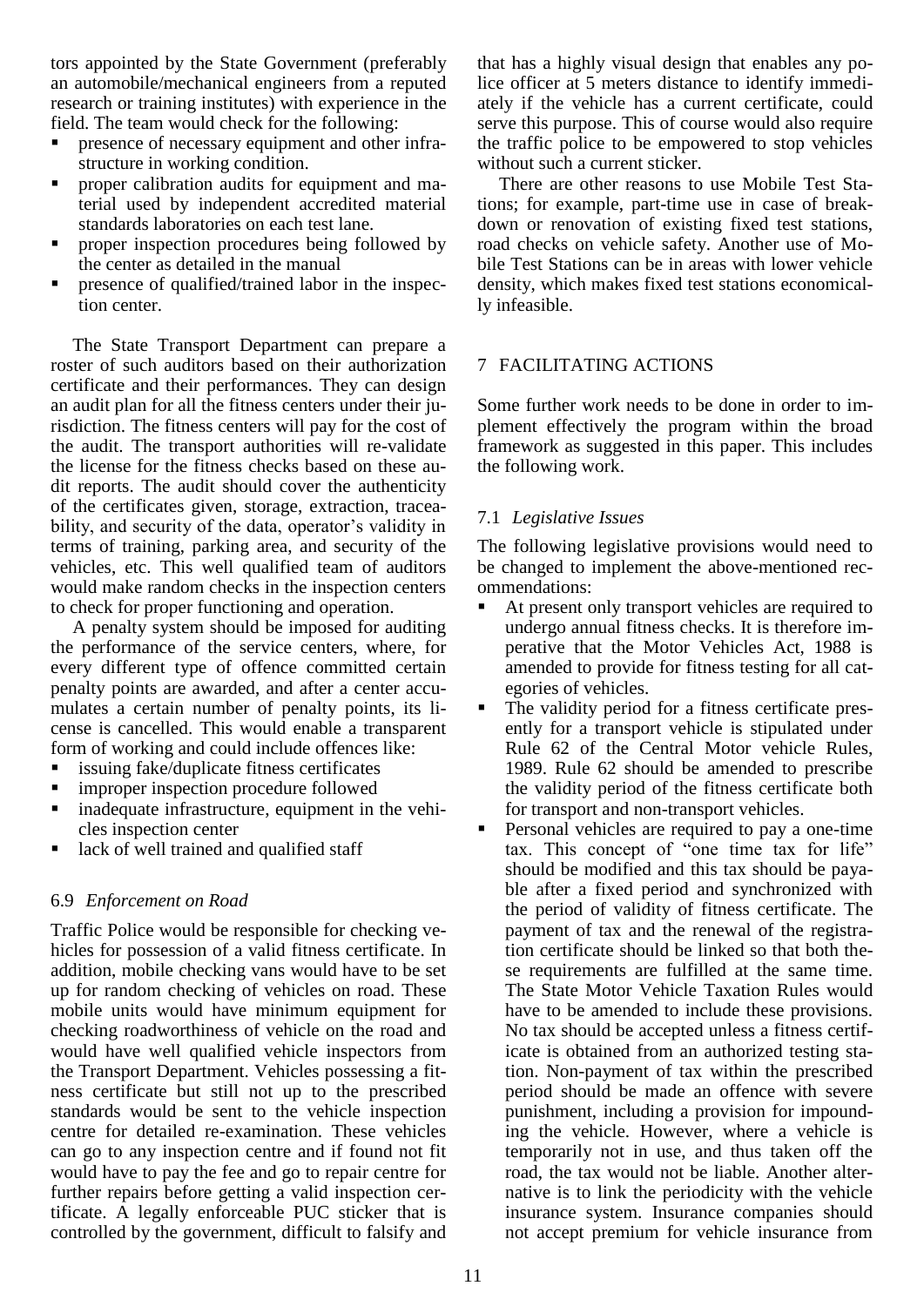tors appointed by the State Government (preferably an automobile/mechanical engineers from a reputed research or training institutes) with experience in the field. The team would check for the following:

- presence of necessary equipment and other infrastructure in working condition.
- proper calibration audits for equipment and material used by independent accredited material standards laboratories on each test lane.
- proper inspection procedures being followed by the center as detailed in the manual
- presence of qualified/trained labor in the inspection center.

The State Transport Department can prepare a roster of such auditors based on their authorization certificate and their performances. They can design an audit plan for all the fitness centers under their jurisdiction. The fitness centers will pay for the cost of the audit. The transport authorities will re-validate the license for the fitness checks based on these audit reports. The audit should cover the authenticity of the certificates given, storage, extraction, traceability, and security of the data, operator's validity in terms of training, parking area, and security of the vehicles, etc. This well qualified team of auditors would make random checks in the inspection centers to check for proper functioning and operation.

A penalty system should be imposed for auditing the performance of the service centers, where, for every different type of offence committed certain penalty points are awarded, and after a center accumulates a certain number of penalty points, its license is cancelled. This would enable a transparent form of working and could include offences like:

- issuing fake/duplicate fitness certificates
- improper inspection procedure followed
- inadequate infrastructure, equipment in the vehicles inspection center
- lack of well trained and qualified staff

### 6.9 *Enforcement on Road*

Traffic Police would be responsible for checking vehicles for possession of a valid fitness certificate. In addition, mobile checking vans would have to be set up for random checking of vehicles on road. These mobile units would have minimum equipment for checking roadworthiness of vehicle on the road and would have well qualified vehicle inspectors from the Transport Department. Vehicles possessing a fitness certificate but still not up to the prescribed standards would be sent to the vehicle inspection centre for detailed re-examination. These vehicles can go to any inspection centre and if found not fit would have to pay the fee and go to repair centre for further repairs before getting a valid inspection certificate. A legally enforceable PUC sticker that is controlled by the government, difficult to falsify and that has a highly visual design that enables any police officer at 5 meters distance to identify immediately if the vehicle has a current certificate, could serve this purpose. This of course would also require the traffic police to be empowered to stop vehicles without such a current sticker.

There are other reasons to use Mobile Test Stations; for example, part-time use in case of breakdown or renovation of existing fixed test stations, road checks on vehicle safety. Another use of Mobile Test Stations can be in areas with lower vehicle density, which makes fixed test stations economically infeasible.

## 7 FACILITATING ACTIONS

Some further work needs to be done in order to implement effectively the program within the broad framework as suggested in this paper. This includes the following work.

### 7.1 *Legislative Issues*

The following legislative provisions would need to be changed to implement the above-mentioned recommendations:

- At present only transport vehicles are required to undergo annual fitness checks. It is therefore imperative that the Motor Vehicles Act, 1988 is amended to provide for fitness testing for all categories of vehicles.
- The validity period for a fitness certificate presently for a transport vehicle is stipulated under Rule 62 of the Central Motor vehicle Rules, 1989. Rule 62 should be amended to prescribe the validity period of the fitness certificate both for transport and non-transport vehicles.
- Personal vehicles are required to pay a one-time tax. This concept of "one time tax for life" should be modified and this tax should be payable after a fixed period and synchronized with the period of validity of fitness certificate. The payment of tax and the renewal of the registration certificate should be linked so that both these requirements are fulfilled at the same time. The State Motor Vehicle Taxation Rules would have to be amended to include these provisions. No tax should be accepted unless a fitness certificate is obtained from an authorized testing station. Non-payment of tax within the prescribed period should be made an offence with severe punishment, including a provision for impounding the vehicle. However, where a vehicle is temporarily not in use, and thus taken off the road, the tax would not be liable. Another alternative is to link the periodicity with the vehicle insurance system. Insurance companies should not accept premium for vehicle insurance from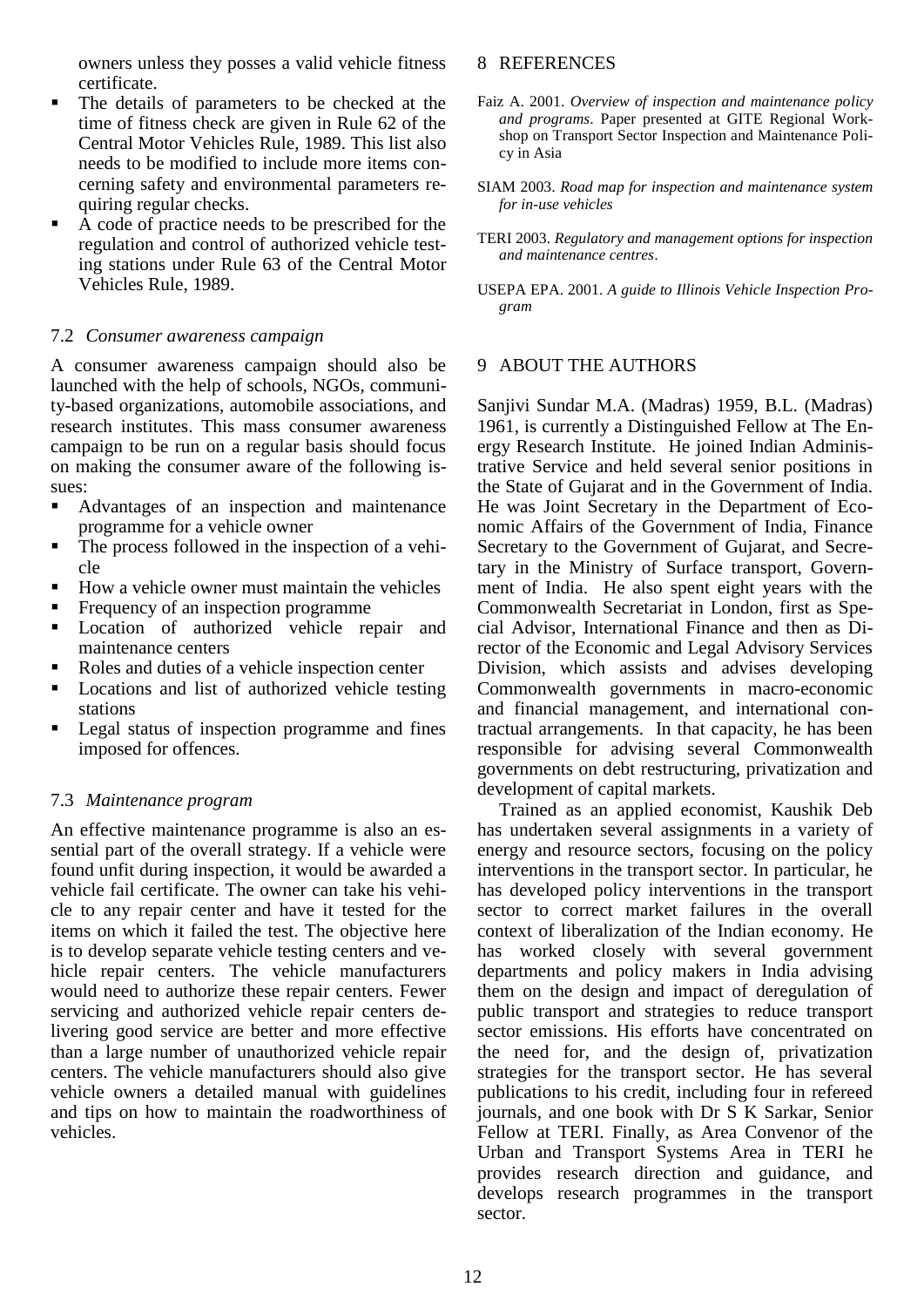owners unless they posses a valid vehicle fitness certificate.

- The details of parameters to be checked at the time of fitness check are given in Rule 62 of the Central Motor Vehicles Rule, 1989. This list also needs to be modified to include more items concerning safety and environmental parameters requiring regular checks.
- A code of practice needs to be prescribed for the regulation and control of authorized vehicle testing stations under Rule 63 of the Central Motor Vehicles Rule, 1989.

### 7.2 *Consumer awareness campaign*

A consumer awareness campaign should also be launched with the help of schools, NGOs, community-based organizations, automobile associations, and research institutes. This mass consumer awareness campaign to be run on a regular basis should focus on making the consumer aware of the following issues:

- Advantages of an inspection and maintenance programme for a vehicle owner
- The process followed in the inspection of a vehicle
- How a vehicle owner must maintain the vehicles
- Frequency of an inspection programme
- Location of authorized vehicle repair and maintenance centers
- Roles and duties of a vehicle inspection center
- Locations and list of authorized vehicle testing stations
- Legal status of inspection programme and fines imposed for offences.

### 7.3 *Maintenance program*

An effective maintenance programme is also an essential part of the overall strategy. If a vehicle were found unfit during inspection, it would be awarded a vehicle fail certificate. The owner can take his vehicle to any repair center and have it tested for the items on which it failed the test. The objective here is to develop separate vehicle testing centers and vehicle repair centers. The vehicle manufacturers would need to authorize these repair centers. Fewer servicing and authorized vehicle repair centers delivering good service are better and more effective than a large number of unauthorized vehicle repair centers. The vehicle manufacturers should also give vehicle owners a detailed manual with guidelines and tips on how to maintain the roadworthiness of vehicles.

## 8 REFERENCES

Faiz A. 2001. *Overview of inspection and maintenance policy and programs*. Paper presented at GITE Regional Workshop on Transport Sector Inspection and Maintenance Policy in Asia

SIAM 2003. *Road map for inspection and maintenance system for in-use vehicles*

TERI 2003. *Regulatory and management options for inspection and maintenance centres*.

USEPA EPA. 2001. *A guide to Illinois Vehicle Inspection Program*

## 9 ABOUT THE AUTHORS

Sanjivi Sundar M.A. (Madras) 1959, B.L. (Madras) 1961, is currently a Distinguished Fellow at The Energy Research Institute. He joined Indian Administrative Service and held several senior positions in the State of Gujarat and in the Government of India. He was Joint Secretary in the Department of Economic Affairs of the Government of India, Finance Secretary to the Government of Gujarat, and Secretary in the Ministry of Surface transport, Government of India. He also spent eight years with the Commonwealth Secretariat in London, first as Special Advisor, International Finance and then as Director of the Economic and Legal Advisory Services Division, which assists and advises developing Commonwealth governments in macro-economic and financial management, and international contractual arrangements. In that capacity, he has been responsible for advising several Commonwealth governments on debt restructuring, privatization and development of capital markets.

Trained as an applied economist, Kaushik Deb has undertaken several assignments in a variety of energy and resource sectors, focusing on the policy interventions in the transport sector. In particular, he has developed policy interventions in the transport sector to correct market failures in the overall context of liberalization of the Indian economy. He has worked closely with several government departments and policy makers in India advising them on the design and impact of deregulation of public transport and strategies to reduce transport sector emissions. His efforts have concentrated on the need for, and the design of, privatization strategies for the transport sector. He has several publications to his credit, including four in refereed journals, and one book with Dr S K Sarkar, Senior Fellow at TERI. Finally, as Area Convenor of the Urban and Transport Systems Area in TERI he provides research direction and guidance, and develops research programmes in the transport sector.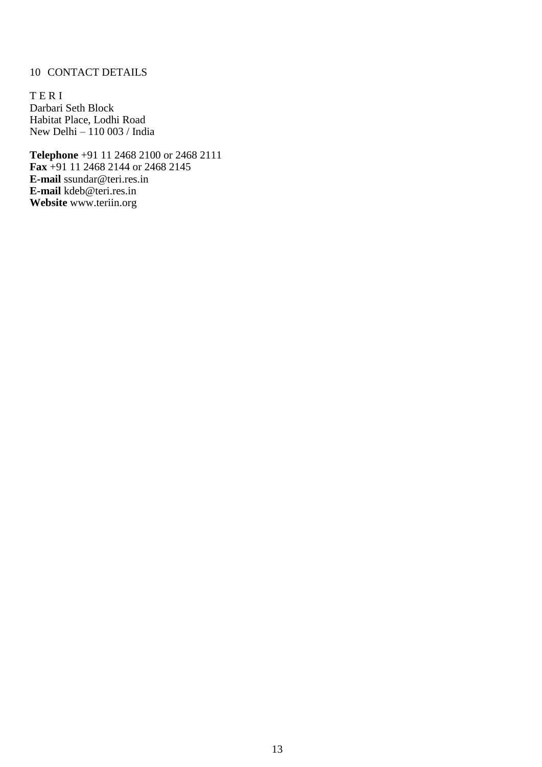## 10 CONTACT DETAILS

T E R I
Darbari Seth Block
Habitat Place, Lodhi Road
New Delhi – 110 003 / India

**Telephone** +91 11 2468 2100 or 2468 2111
**Fax** +91 11 2468 2144 or 2468 2145
**E-mail** ssundar@teri.res.in
**E-mail** kdeb@teri.res.in
**Website** www.teriin.org